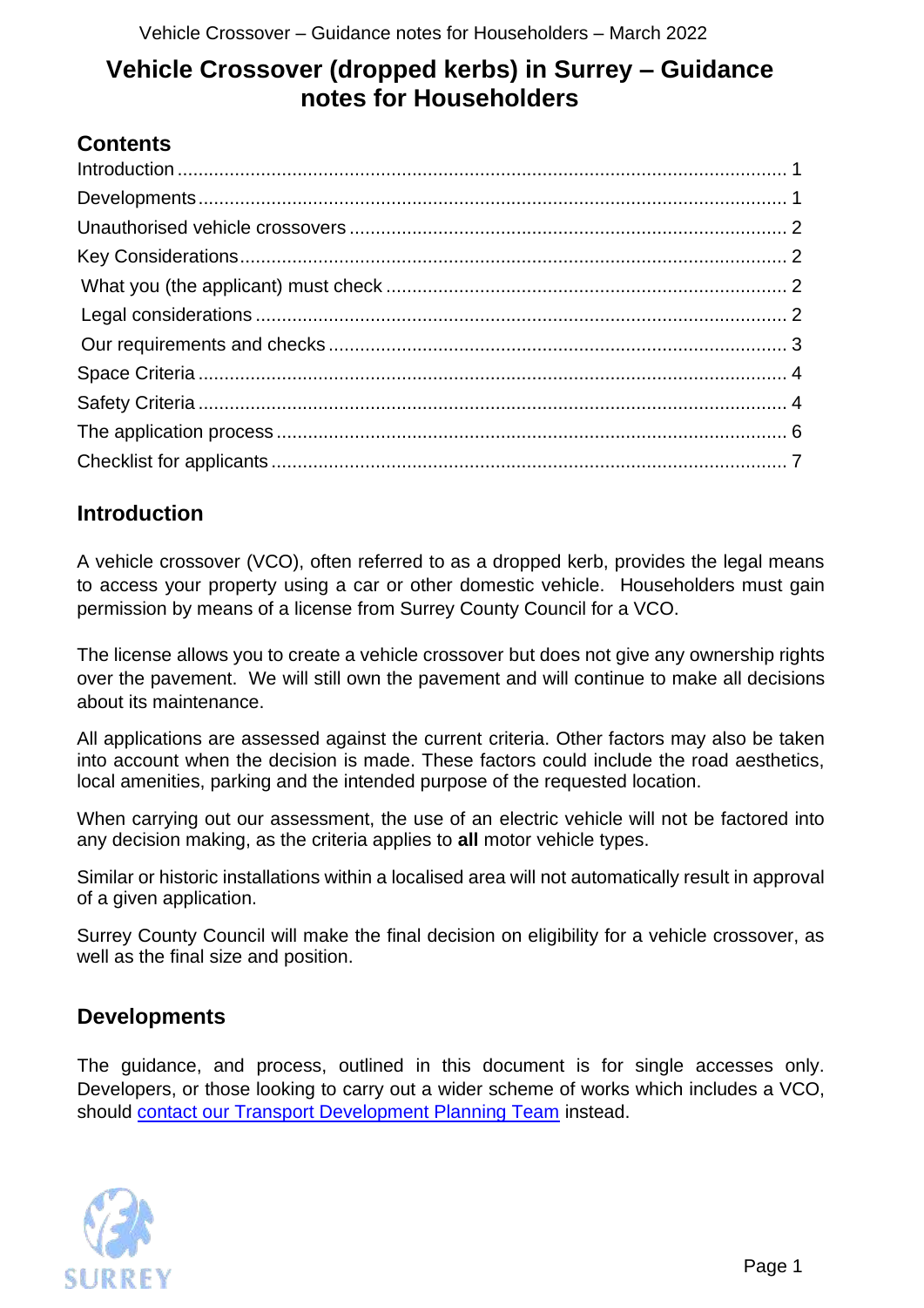# Vehicle Crossover (dropped kerbs) in Surrey – Guidance notes for Householders

## Contents

- Introduction ... 1
- Developments ... 1
- Unauthorised vehicle crossovers ... 2
- Key Considerations ... 2
  - What you (the applicant) must check ... 2
  - Legal considerations ... 2
  - Our requirements and checks ... 3
- Space Criteria ... 4
- Safety Criteria ... 4
- The application process ... 6
- Checklist for applicants ... 7

## Introduction

A vehicle crossover (VCO), often referred to as a dropped kerb, provides the legal means to access your property using a car or other domestic vehicle. Householders must gain permission by means of a license from Surrey County Council for a VCO.

The license allows you to create a vehicle crossover but does not give any ownership rights over the pavement. We will still own the pavement and will continue to make all decisions about its maintenance.

All applications are assessed against the current criteria. Other factors may also be taken into account when the decision is made. These factors could include the road aesthetics, local amenities, parking and the intended purpose of the requested location.

When carrying out our assessment, the use of an electric vehicle will not be factored into any decision making, as the criteria applies to **all** motor vehicle types.

Similar or historic installations within a localised area will not automatically result in approval of a given application.

Surrey County Council will make the final decision on eligibility for a vehicle crossover, as well as the final size and position.

## Developments

The guidance, and process, outlined in this document is for single accesses only. Developers, or those looking to carry out a wider scheme of works which includes a VCO, should contact our Transport Development Planning Team instead.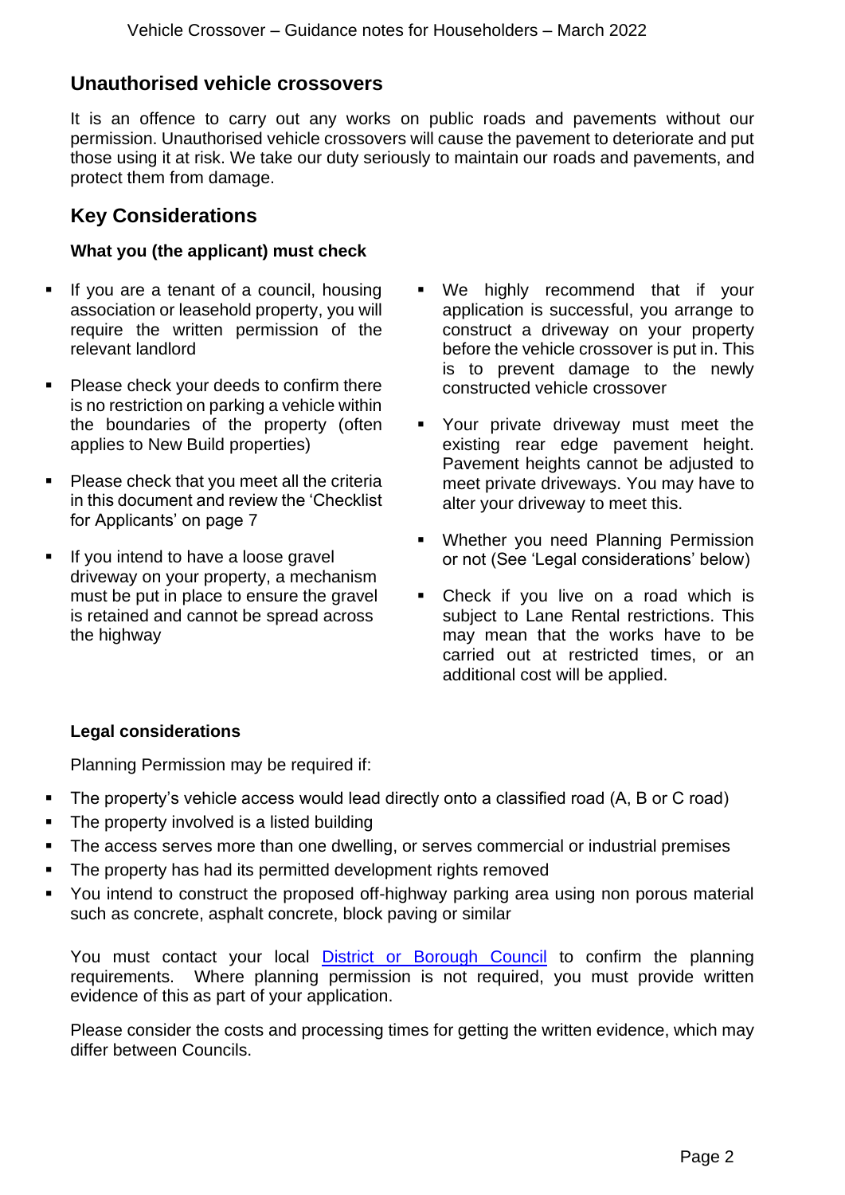## Unauthorised vehicle crossovers

It is an offence to carry out any works on public roads and pavements without our permission. Unauthorised vehicle crossovers will cause the pavement to deteriorate and put those using it at risk. We take our duty seriously to maintain our roads and pavements, and protect them from damage.

## Key Considerations

### What you (the applicant) must check

- If you are a tenant of a council, housing association or leasehold property, you will require the written permission of the relevant landlord
- Please check your deeds to confirm there is no restriction on parking a vehicle within the boundaries of the property (often applies to New Build properties)
- Please check that you meet all the criteria in this document and review the 'Checklist for Applicants' on page 7
- If you intend to have a loose gravel driveway on your property, a mechanism must be put in place to ensure the gravel is retained and cannot be spread across the highway
- We highly recommend that if your application is successful, you arrange to construct a driveway on your property before the vehicle crossover is put in. This is to prevent damage to the newly constructed vehicle crossover
- Your private driveway must meet the existing rear edge pavement height. Pavement heights cannot be adjusted to meet private driveways. You may have to alter your driveway to meet this.
- Whether you need Planning Permission or not (See 'Legal considerations' below)
- Check if you live on a road which is subject to Lane Rental restrictions. This may mean that the works have to be carried out at restricted times, or an additional cost will be applied.

### Legal considerations

Planning Permission may be required if:

- The property's vehicle access would lead directly onto a classified road (A, B or C road)
- The property involved is a listed building
- The access serves more than one dwelling, or serves commercial or industrial premises
- The property has had its permitted development rights removed
- You intend to construct the proposed off-highway parking area using non porous material such as concrete, asphalt concrete, block paving or similar

You must contact your local District or Borough Council to confirm the planning requirements. Where planning permission is not required, you must provide written evidence of this as part of your application.

Please consider the costs and processing times for getting the written evidence, which may differ between Councils.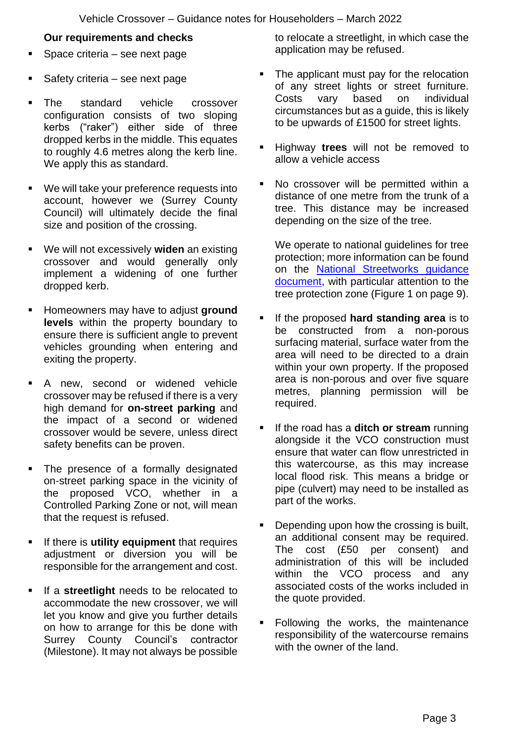### Our requirements and checks

- Space criteria – see next page
- Safety criteria – see next page
- The standard vehicle crossover configuration consists of two sloping kerbs ("raker") either side of three dropped kerbs in the middle. This equates to roughly 4.6 metres along the kerb line. We apply this as standard.
- We will take your preference requests into account, however we (Surrey County Council) will ultimately decide the final size and position of the crossing.
- We will not excessively **widen** an existing crossover and would generally only implement a widening of one further dropped kerb.
- Homeowners may have to adjust **ground levels** within the property boundary to ensure there is sufficient angle to prevent vehicles grounding when entering and exiting the property.
- A new, second or widened vehicle crossover may be refused if there is a very high demand for **on-street parking** and the impact of a second or widened crossover would be severe, unless direct safety benefits can be proven.
- The presence of a formally designated on-street parking space in the vicinity of the proposed VCO, whether in a Controlled Parking Zone or not, will mean that the request is refused.
- If there is **utility equipment** that requires adjustment or diversion you will be responsible for the arrangement and cost.
- If a **streetlight** needs to be relocated to accommodate the new crossover, we will let you know and give you further details on how to arrange for this be done with Surrey County Council's contractor (Milestone). It may not always be possible to relocate a streetlight, in which case the application may be refused.
- The applicant must pay for the relocation of any street lights or street furniture. Costs vary based on individual circumstances but as a guide, this is likely to be upwards of £1500 for street lights.
- Highway **trees** will not be removed to allow a vehicle access
- No crossover will be permitted within a distance of one metre from the trunk of a tree. This distance may be increased depending on the size of the tree.

  We operate to national guidelines for tree protection; more information can be found on the [National Streetworks guidance document](), with particular attention to the tree protection zone (Figure 1 on page 9).
- If the proposed **hard standing area** is to be constructed from a non-porous surfacing material, surface water from the area will need to be directed to a drain within your own property. If the proposed area is non-porous and over five square metres, planning permission will be required.
- If the road has a **ditch or stream** running alongside it the VCO construction must ensure that water can flow unrestricted in this watercourse, as this may increase local flood risk. This means a bridge or pipe (culvert) may need to be installed as part of the works.
- Depending upon how the crossing is built, an additional consent may be required. The cost (£50 per consent) and administration of this will be included within the VCO process and any associated costs of the works included in the quote provided.
- Following the works, the maintenance responsibility of the watercourse remains with the owner of the land.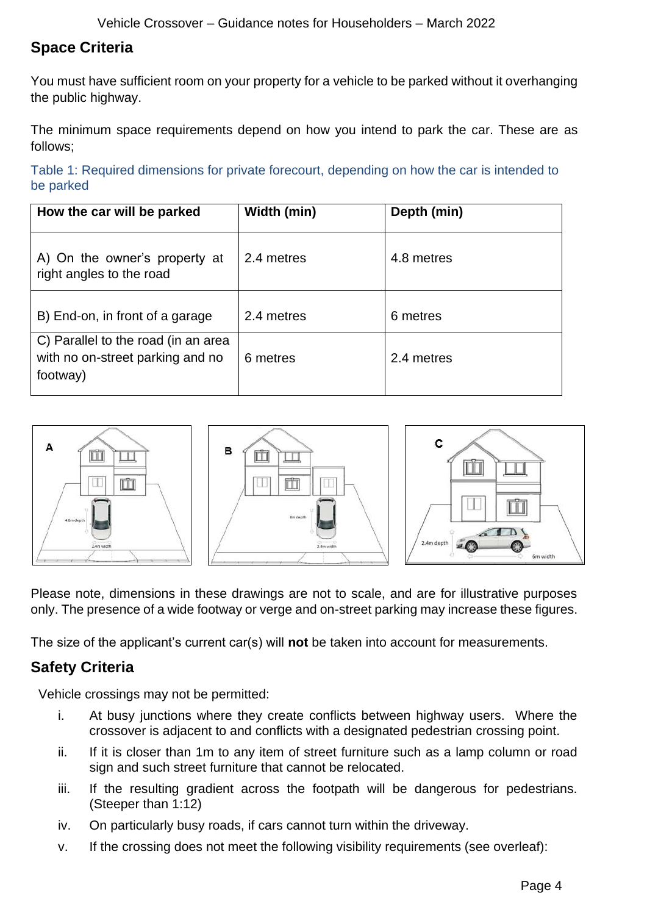## Space Criteria

You must have sufficient room on your property for a vehicle to be parked without it overhanging the public highway.

The minimum space requirements depend on how you intend to park the car. These are as follows;

Table 1: Required dimensions for private forecourt, depending on how the car is intended to be parked

| How the car will be parked | Width (min) | Depth (min) |
|---|---|---|
| A) On the owner's property at right angles to the road | 2.4 metres | 4.8 metres |
| B) End-on, in front of a garage | 2.4 metres | 6 metres |
| C) Parallel to the road (in an area with no on-street parking and no footway) | 6 metres | 2.4 metres |

Please note, dimensions in these drawings are not to scale, and are for illustrative purposes only. The presence of a wide footway or verge and on-street parking may increase these figures.

The size of the applicant's current car(s) will **not** be taken into account for measurements.

## Safety Criteria

Vehicle crossings may not be permitted:

i. At busy junctions where they create conflicts between highway users. Where the crossover is adjacent to and conflicts with a designated pedestrian crossing point.

ii. If it is closer than 1m to any item of street furniture such as a lamp column or road sign and such street furniture that cannot be relocated.

iii. If the resulting gradient across the footpath will be dangerous for pedestrians. (Steeper than 1:12)

iv. On particularly busy roads, if cars cannot turn within the driveway.

v. If the crossing does not meet the following visibility requirements (see overleaf):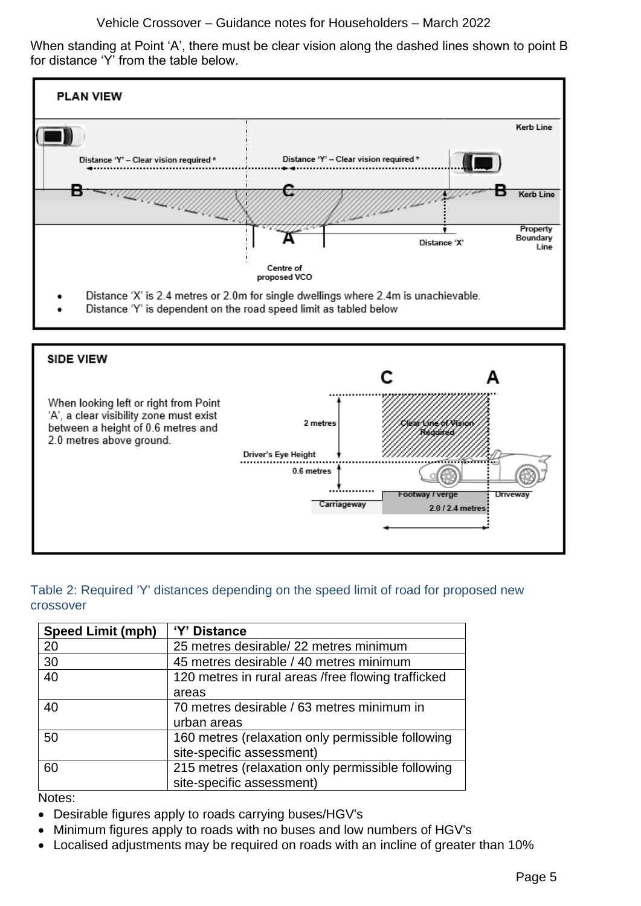When standing at Point 'A', there must be clear vision along the dashed lines shown to point B for distance 'Y' from the table below.

**PLAN VIEW**

Kerb Line

Distance 'Y' – Clear vision required *

Distance 'Y' – Clear vision required *

B C B

Kerb Line

A

Property Boundary Line

Distance 'X'

Centre of proposed VCO

- Distance 'X' is 2.4 metres or 2.0m for single dwellings where 2.4m is unachievable.
- Distance 'Y' is dependent on the road speed limit as tabled below

**SIDE VIEW**

When looking left or right from Point 'A', a clear visibility zone must exist between a height of 0.6 metres and 2.0 metres above ground.

C A

2 metres

Clear Line of Vision Required

Driver's Eye Height

0.6 metres

Carriageway

Footway / verge

Driveway

2.0 / 2.4 metres

Table 2: Required 'Y' distances depending on the speed limit of road for proposed new crossover

| Speed Limit (mph) | 'Y' Distance |
|---|---|
| 20 | 25 metres desirable/ 22 metres minimum |
| 30 | 45 metres desirable / 40 metres minimum |
| 40 | 120 metres in rural areas /free flowing trafficked areas |
| 40 | 70 metres desirable / 63 metres minimum in urban areas |
| 50 | 160 metres (relaxation only permissible following site-specific assessment) |
| 60 | 215 metres (relaxation only permissible following site-specific assessment) |

Notes:

- Desirable figures apply to roads carrying buses/HGV's
- Minimum figures apply to roads with no buses and low numbers of HGV's
- Localised adjustments may be required on roads with an incline of greater than 10%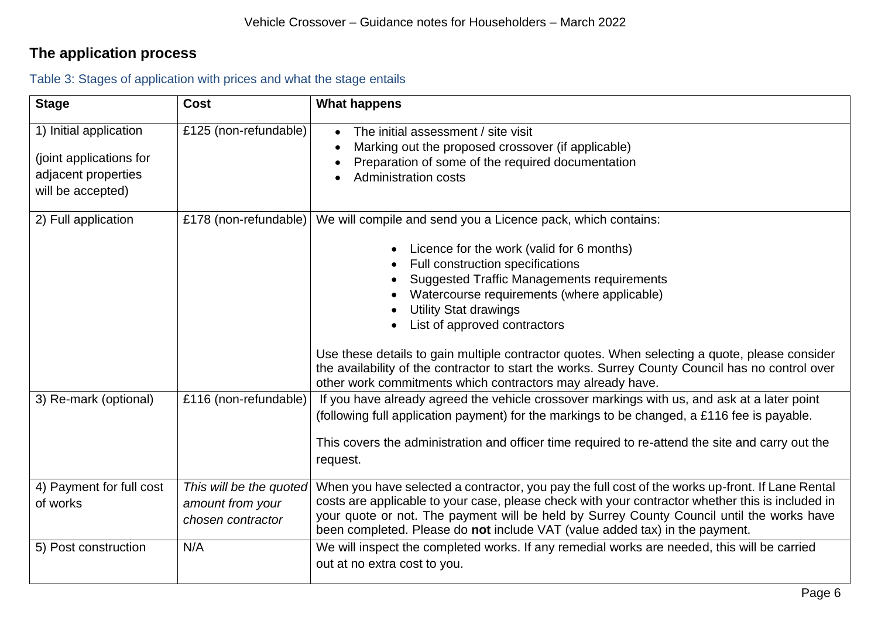## The application process

Table 3: Stages of application with prices and what the stage entails

| Stage | Cost | What happens |
|---|---|---|
| 1) Initial application<br><br>(joint applications for adjacent properties will be accepted) | £125 (non-refundable) | • The initial assessment / site visit<br>• Marking out the proposed crossover (if applicable)<br>• Preparation of some of the required documentation<br>• Administration costs |
| 2) Full application | £178 (non-refundable) | We will compile and send you a Licence pack, which contains:<br><br>• Licence for the work (valid for 6 months)<br>• Full construction specifications<br>• Suggested Traffic Managements requirements<br>• Watercourse requirements (where applicable)<br>• Utility Stat drawings<br>• List of approved contractors<br><br>Use these details to gain multiple contractor quotes. When selecting a quote, please consider the availability of the contractor to start the works. Surrey County Council has no control over other work commitments which contractors may already have. |
| 3) Re-mark (optional) | £116 (non-refundable) | If you have already agreed the vehicle crossover markings with us, and ask at a later point (following full application payment) for the markings to be changed, a £116 fee is payable.<br><br>This covers the administration and officer time required to re-attend the site and carry out the request. |
| 4) Payment for full cost of works | *This will be the quoted amount from your chosen contractor* | When you have selected a contractor, you pay the full cost of the works up-front. If Lane Rental costs are applicable to your case, please check with your contractor whether this is included in your quote or not. The payment will be held by Surrey County Council until the works have been completed. Please do **not** include VAT (value added tax) in the payment. |
| 5) Post construction | N/A | We will inspect the completed works. If any remedial works are needed, this will be carried out at no extra cost to you. |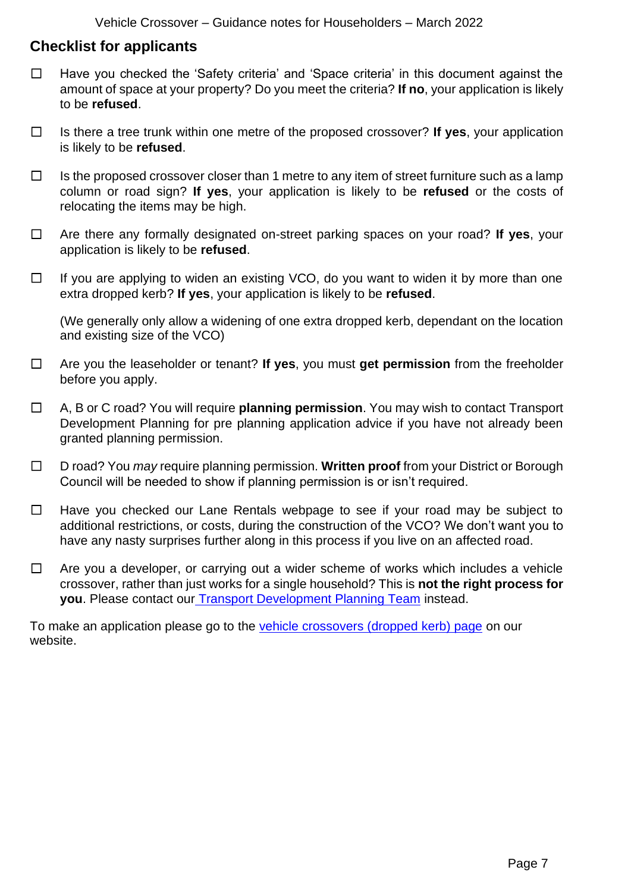## Checklist for applicants

- ☐ Have you checked the 'Safety criteria' and 'Space criteria' in this document against the amount of space at your property? Do you meet the criteria? **If no**, your application is likely to be **refused**.

- ☐ Is there a tree trunk within one metre of the proposed crossover? **If yes**, your application is likely to be **refused**.

- ☐ Is the proposed crossover closer than 1 metre to any item of street furniture such as a lamp column or road sign? **If yes**, your application is likely to be **refused** or the costs of relocating the items may be high.

- ☐ Are there any formally designated on-street parking spaces on your road? **If yes**, your application is likely to be **refused**.

- ☐ If you are applying to widen an existing VCO, do you want to widen it by more than one extra dropped kerb? **If yes**, your application is likely to be **refused**.

  (We generally only allow a widening of one extra dropped kerb, dependant on the location and existing size of the VCO)

- ☐ Are you the leaseholder or tenant? **If yes**, you must **get permission** from the freeholder before you apply.

- ☐ A, B or C road? You will require **planning permission**. You may wish to contact Transport Development Planning for pre planning application advice if you have not already been granted planning permission.

- ☐ D road? You *may* require planning permission. **Written proof** from your District or Borough Council will be needed to show if planning permission is or isn't required.

- ☐ Have you checked our Lane Rentals webpage to see if your road may be subject to additional restrictions, or costs, during the construction of the VCO? We don't want you to have any nasty surprises further along in this process if you live on an affected road.

- ☐ Are you a developer, or carrying out a wider scheme of works which includes a vehicle crossover, rather than just works for a single household? This is **not the right process for you**. Please contact our Transport Development Planning Team instead.

To make an application please go to the vehicle crossovers (dropped kerb) page on our website.